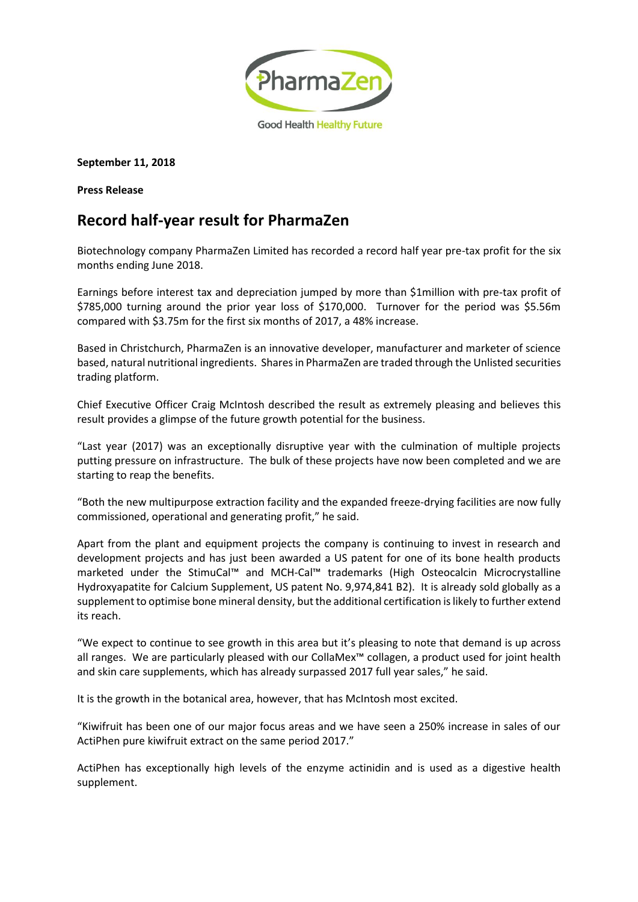PharmaZen

Good Health Healthy Future

**September 11, 2018**

**Press Release**

# Record half-year result for PharmaZen

Biotechnology company PharmaZen Limited has recorded a record half year pre-tax profit for the six months ending June 2018.

Earnings before interest tax and depreciation jumped by more than $1million with pre-tax profit of $785,000 turning around the prior year loss of $170,000. Turnover for the period was $5.56m compared with $3.75m for the first six months of 2017, a 48% increase.

Based in Christchurch, PharmaZen is an innovative developer, manufacturer and marketer of science based, natural nutritional ingredients. Shares in PharmaZen are traded through the Unlisted securities trading platform.

Chief Executive Officer Craig McIntosh described the result as extremely pleasing and believes this result provides a glimpse of the future growth potential for the business.

"Last year (2017) was an exceptionally disruptive year with the culmination of multiple projects putting pressure on infrastructure. The bulk of these projects have now been completed and we are starting to reap the benefits.

"Both the new multipurpose extraction facility and the expanded freeze-drying facilities are now fully commissioned, operational and generating profit," he said.

Apart from the plant and equipment projects the company is continuing to invest in research and development projects and has just been awarded a US patent for one of its bone health products marketed under the StimuCal™ and MCH-Cal™ trademarks (High Osteocalcin Microcrystalline Hydroxyapatite for Calcium Supplement, US patent No. 9,974,841 B2). It is already sold globally as a supplement to optimise bone mineral density, but the additional certification is likely to further extend its reach.

"We expect to continue to see growth in this area but it's pleasing to note that demand is up across all ranges. We are particularly pleased with our CollaMex™ collagen, a product used for joint health and skin care supplements, which has already surpassed 2017 full year sales," he said.

It is the growth in the botanical area, however, that has McIntosh most excited.

"Kiwifruit has been one of our major focus areas and we have seen a 250% increase in sales of our ActiPhen pure kiwifruit extract on the same period 2017."

ActiPhen has exceptionally high levels of the enzyme actinidin and is used as a digestive health supplement.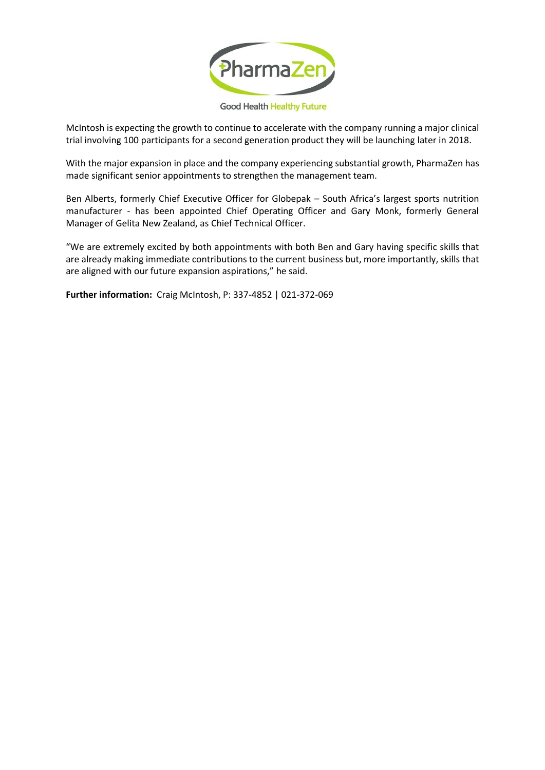McIntosh is expecting the growth to continue to accelerate with the company running a major clinical trial involving 100 participants for a second generation product they will be launching later in 2018.

With the major expansion in place and the company experiencing substantial growth, PharmaZen has made significant senior appointments to strengthen the management team.

Ben Alberts, formerly Chief Executive Officer for Globepak – South Africa's largest sports nutrition manufacturer - has been appointed Chief Operating Officer and Gary Monk, formerly General Manager of Gelita New Zealand, as Chief Technical Officer.

"We are extremely excited by both appointments with both Ben and Gary having specific skills that are already making immediate contributions to the current business but, more importantly, skills that are aligned with our future expansion aspirations," he said.

**Further information:** Craig McIntosh, P: 337-4852 | 021-372-069